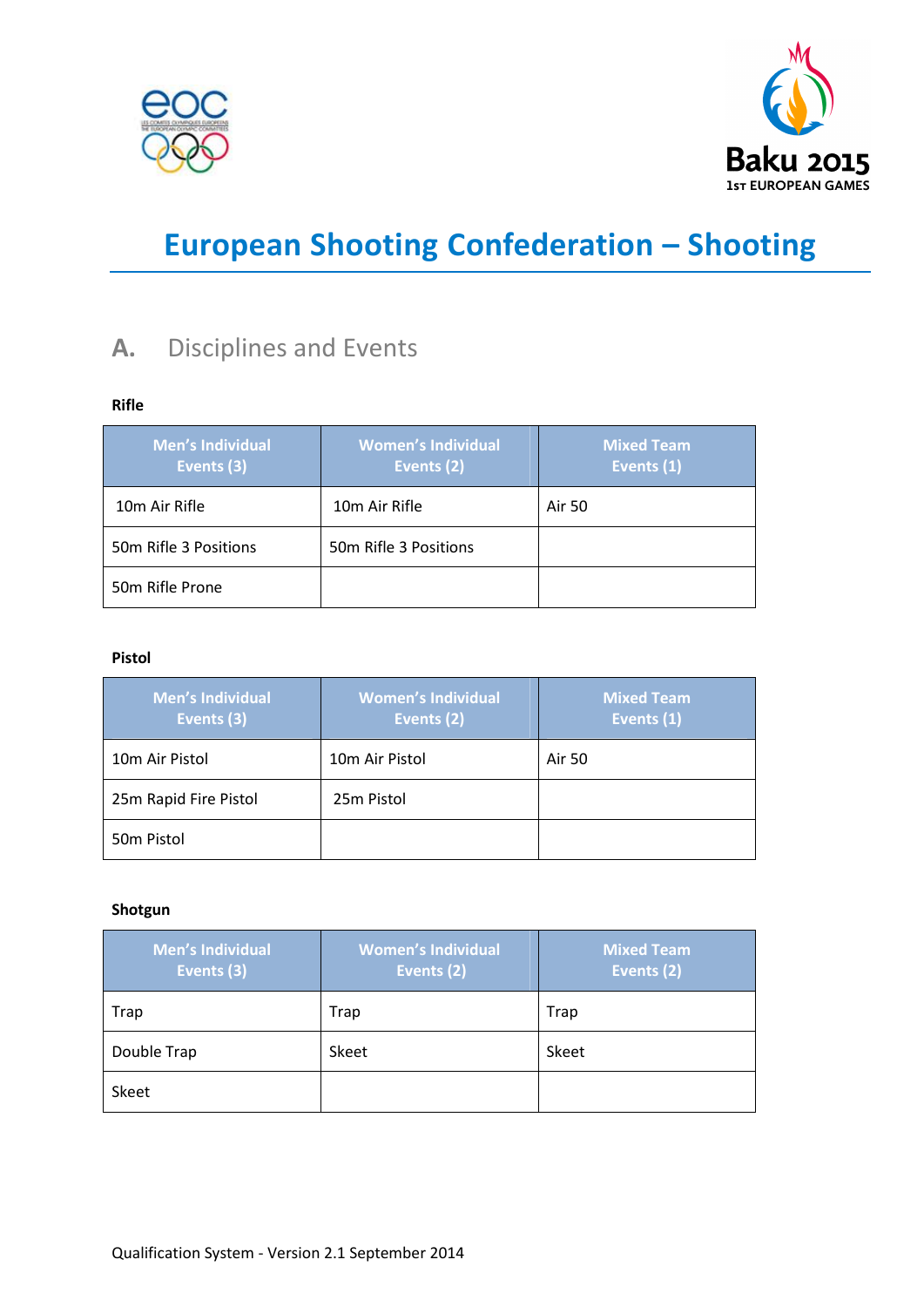# European Shooting Confederation – Shooting

## A. Disciplines and Events

**Rifle**

| Men's Individual Events (3) | Women's Individual Events (2) | Mixed Team Events (1) |
|---|---|---|
| 10m Air Rifle | 10m Air Rifle | Air 50 |
| 50m Rifle 3 Positions | 50m Rifle 3 Positions | |
| 50m Rifle Prone | | |

**Pistol**

| Men's Individual Events (3) | Women's Individual Events (2) | Mixed Team Events (1) |
|---|---|---|
| 10m Air Pistol | 10m Air Pistol | Air 50 |
| 25m Rapid Fire Pistol | 25m Pistol | |
| 50m Pistol | | |

**Shotgun**

| Men's Individual Events (3) | Women's Individual Events (2) | Mixed Team Events (2) |
|---|---|---|
| Trap | Trap | Trap |
| Double Trap | Skeet | Skeet |
| Skeet | | |

Qualification System - Version 2.1 September 2014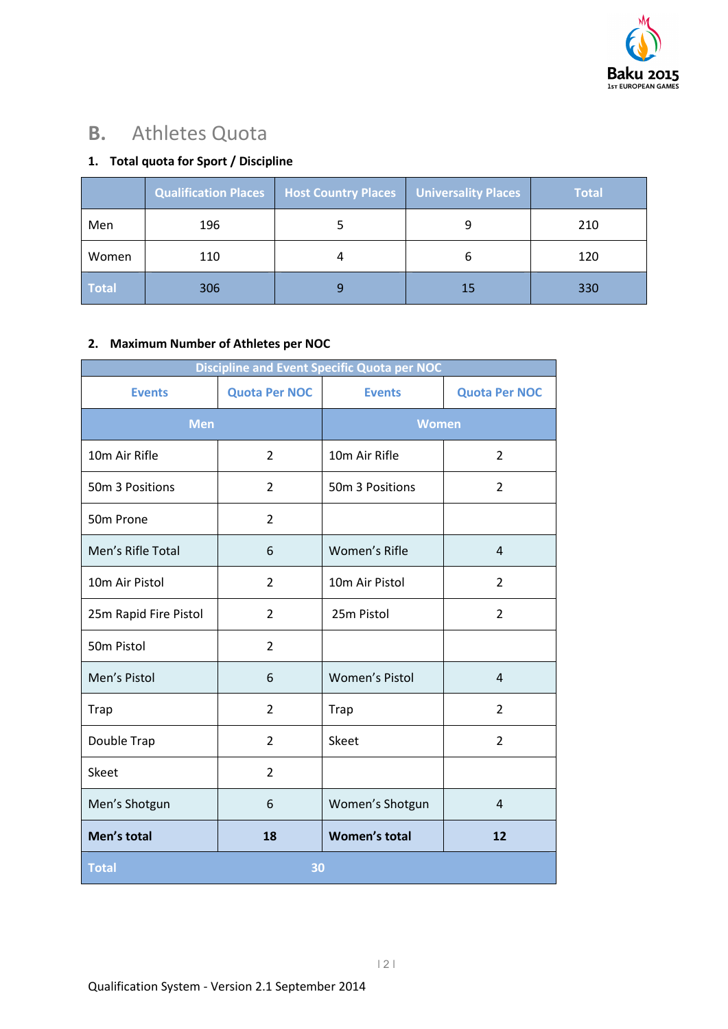## B. Athletes Quota

### 1. Total quota for Sport / Discipline

| | Qualification Places | Host Country Places | Universality Places | Total |
|---|---|---|---|---|
| Men | 196 | 5 | 9 | 210 |
| Women | 110 | 4 | 6 | 120 |
| **Total** | 306 | 9 | 15 | 330 |

### 2. Maximum Number of Athletes per NOC

| Discipline and Event Specific Quota per NOC | | | |
|---|---|---|---|
| Events | Quota Per NOC | Events | Quota Per NOC |
| Men | | Women | |
| 10m Air Rifle | 2 | 10m Air Rifle | 2 |
| 50m 3 Positions | 2 | 50m 3 Positions | 2 |
| 50m Prone | 2 | | |
| Men's Rifle Total | 6 | Women's Rifle | 4 |
| 10m Air Pistol | 2 | 10m Air Pistol | 2 |
| 25m Rapid Fire Pistol | 2 | 25m Pistol | 2 |
| 50m Pistol | 2 | | |
| Men's Pistol | 6 | Women's Pistol | 4 |
| Trap | 2 | Trap | 2 |
| Double Trap | 2 | Skeet | 2 |
| Skeet | 2 | | |
| Men's Shotgun | 6 | Women's Shotgun | 4 |
| **Men's total** | **18** | **Women's total** | **12** |
| **Total** | **30** | | |

Qualification System - Version 2.1 September 2014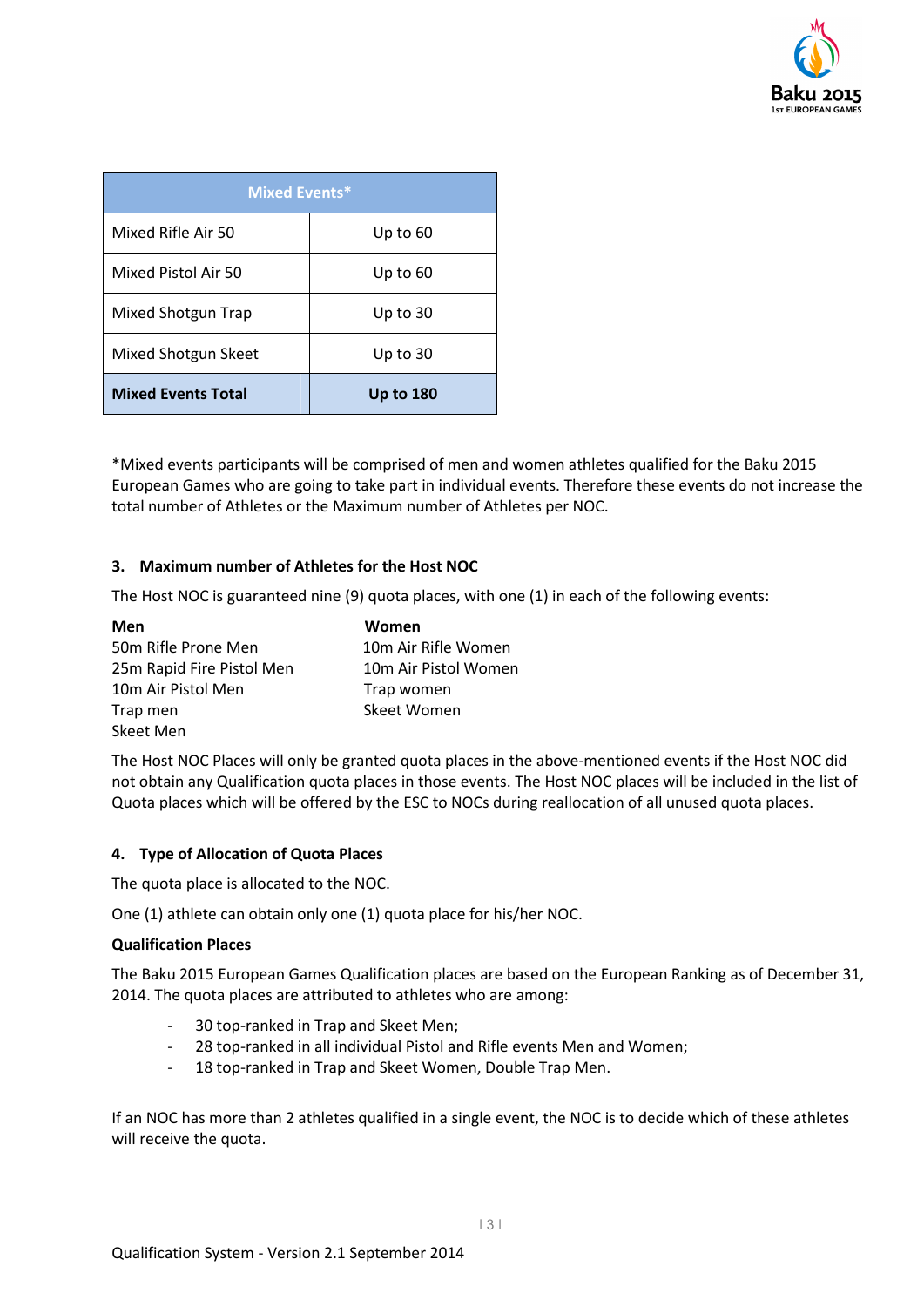| Mixed Events* | |
|---|---|
| Mixed Rifle Air 50 | Up to 60 |
| Mixed Pistol Air 50 | Up to 60 |
| Mixed Shotgun Trap | Up to 30 |
| Mixed Shotgun Skeet | Up to 30 |
| **Mixed Events Total** | **Up to 180** |

*Mixed events participants will be comprised of men and women athletes qualified for the Baku 2015 European Games who are going to take part in individual events. Therefore these events do not increase the total number of Athletes or the Maximum number of Athletes per NOC.

### 3. Maximum number of Athletes for the Host NOC

The Host NOC is guaranteed nine (9) quota places, with one (1) in each of the following events:

| **Men** | **Women** |
|---|---|
| 50m Rifle Prone Men | 10m Air Rifle Women |
| 25m Rapid Fire Pistol Men | 10m Air Pistol Women |
| 10m Air Pistol Men | Trap women |
| Trap men | Skeet Women |
| Skeet Men | |

The Host NOC Places will only be granted quota places in the above-mentioned events if the Host NOC did not obtain any Qualification quota places in those events. The Host NOC places will be included in the list of Quota places which will be offered by the ESC to NOCs during reallocation of all unused quota places.

### 4. Type of Allocation of Quota Places

The quota place is allocated to the NOC.

One (1) athlete can obtain only one (1) quota place for his/her NOC.

**Qualification Places**

The Baku 2015 European Games Qualification places are based on the European Ranking as of December 31, 2014. The quota places are attributed to athletes who are among:

- 30 top-ranked in Trap and Skeet Men;
- 28 top-ranked in all individual Pistol and Rifle events Men and Women;
- 18 top-ranked in Trap and Skeet Women, Double Trap Men.

If an NOC has more than 2 athletes qualified in a single event, the NOC is to decide which of these athletes will receive the quota.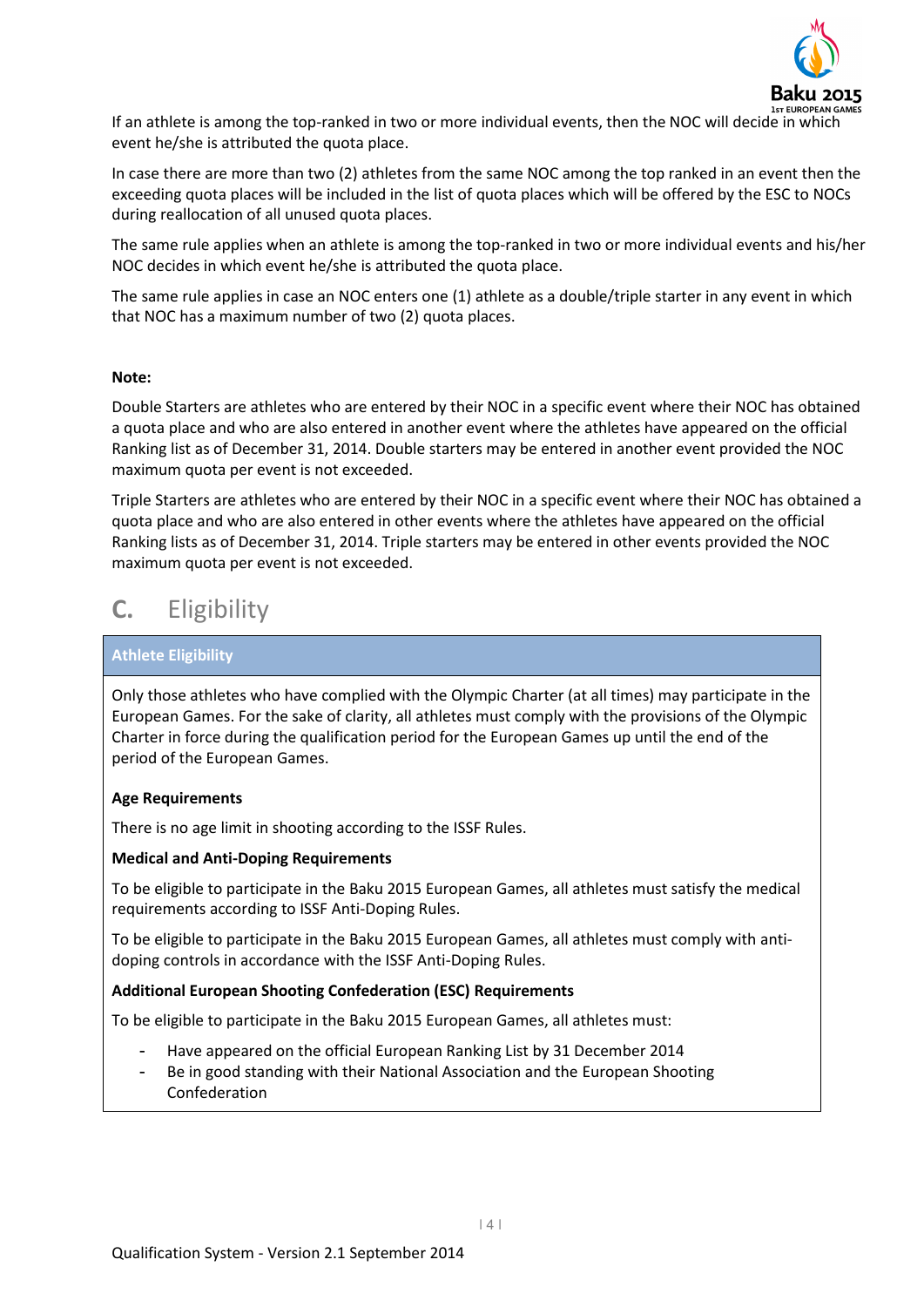If an athlete is among the top-ranked in two or more individual events, then the NOC will decide in which event he/she is attributed the quota place.

In case there are more than two (2) athletes from the same NOC among the top ranked in an event then the exceeding quota places will be included in the list of quota places which will be offered by the ESC to NOCs during reallocation of all unused quota places.

The same rule applies when an athlete is among the top-ranked in two or more individual events and his/her NOC decides in which event he/she is attributed the quota place.

The same rule applies in case an NOC enters one (1) athlete as a double/triple starter in any event in which that NOC has a maximum number of two (2) quota places.

**Note:**

Double Starters are athletes who are entered by their NOC in a specific event where their NOC has obtained a quota place and who are also entered in another event where the athletes have appeared on the official Ranking list as of December 31, 2014. Double starters may be entered in another event provided the NOC maximum quota per event is not exceeded.

Triple Starters are athletes who are entered by their NOC in a specific event where their NOC has obtained a quota place and who are also entered in other events where the athletes have appeared on the official Ranking lists as of December 31, 2014. Triple starters may be entered in other events provided the NOC maximum quota per event is not exceeded.

## C. Eligibility

### Athlete Eligibility

Only those athletes who have complied with the Olympic Charter (at all times) may participate in the European Games. For the sake of clarity, all athletes must comply with the provisions of the Olympic Charter in force during the qualification period for the European Games up until the end of the period of the European Games.

**Age Requirements**

There is no age limit in shooting according to the ISSF Rules.

**Medical and Anti-Doping Requirements**

To be eligible to participate in the Baku 2015 European Games, all athletes must satisfy the medical requirements according to ISSF Anti-Doping Rules.

To be eligible to participate in the Baku 2015 European Games, all athletes must comply with anti-doping controls in accordance with the ISSF Anti-Doping Rules.

**Additional European Shooting Confederation (ESC) Requirements**

To be eligible to participate in the Baku 2015 European Games, all athletes must:

- Have appeared on the official European Ranking List by 31 December 2014
- Be in good standing with their National Association and the European Shooting Confederation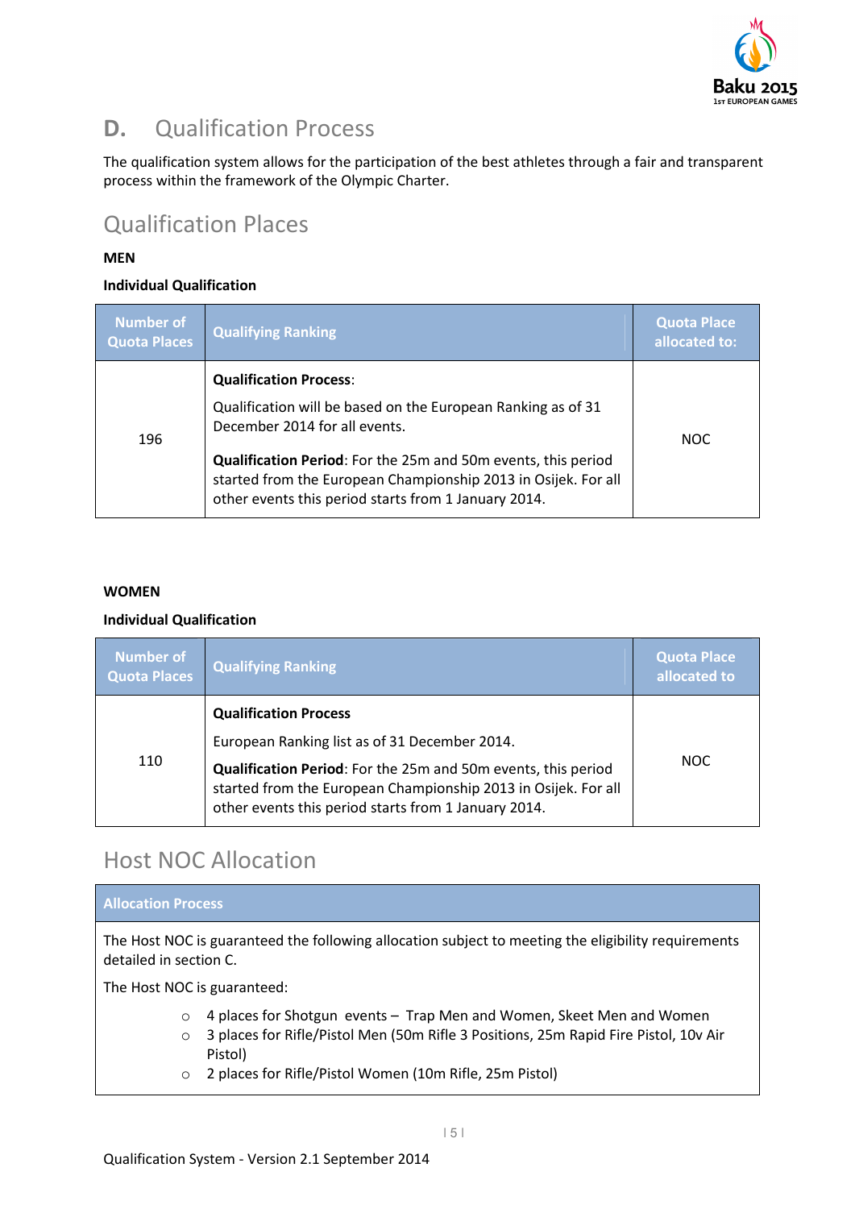## D. Qualification Process

The qualification system allows for the participation of the best athletes through a fair and transparent process within the framework of the Olympic Charter.

## Qualification Places

**MEN**

**Individual Qualification**

| Number of Quota Places | Qualifying Ranking | Quota Place allocated to: |
|---|---|---|
| 196 | **Qualification Process**:<br>Qualification will be based on the European Ranking as of 31 December 2014 for all events.<br>**Qualification Period**: For the 25m and 50m events, this period started from the European Championship 2013 in Osijek. For all other events this period starts from 1 January 2014. | NOC |

**WOMEN**

**Individual Qualification**

| Number of Quota Places | Qualifying Ranking | Quota Place allocated to |
|---|---|---|
| 110 | **Qualification Process**<br>European Ranking list as of 31 December 2014.<br>**Qualification Period**: For the 25m and 50m events, this period started from the European Championship 2013 in Osijek. For all other events this period starts from 1 January 2014. | NOC |

## Host NOC Allocation

| Allocation Process |
|---|
| The Host NOC is guaranteed the following allocation subject to meeting the eligibility requirements detailed in section C.<br>The Host NOC is guaranteed:<br>○ 4 places for Shotgun events – Trap Men and Women, Skeet Men and Women<br>○ 3 places for Rifle/Pistol Men (50m Rifle 3 Positions, 25m Rapid Fire Pistol, 10v Air Pistol)<br>○ 2 places for Rifle/Pistol Women (10m Rifle, 25m Pistol) |

Qualification System - Version 2.1 September 2014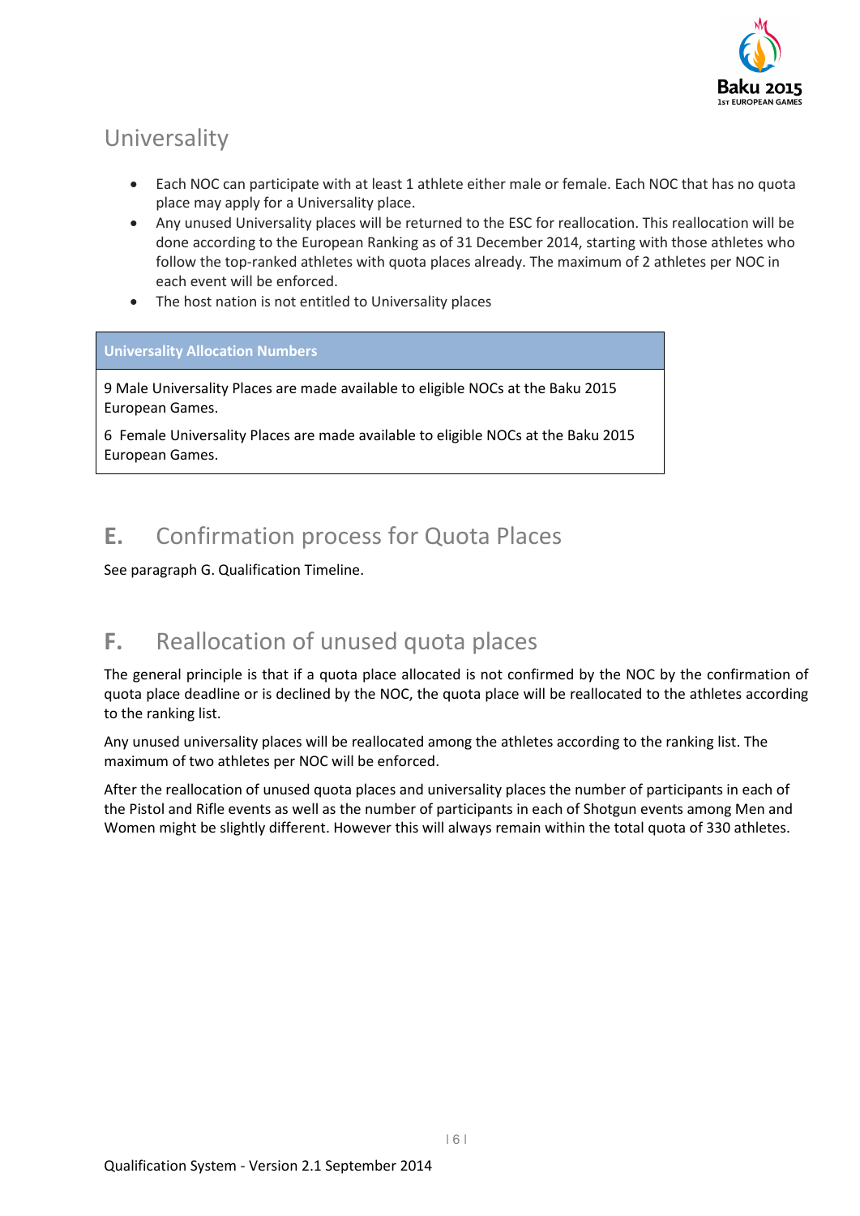## Universality

- Each NOC can participate with at least 1 athlete either male or female. Each NOC that has no quota place may apply for a Universality place.
- Any unused Universality places will be returned to the ESC for reallocation. This reallocation will be done according to the European Ranking as of 31 December 2014, starting with those athletes who follow the top-ranked athletes with quota places already. The maximum of 2 athletes per NOC in each event will be enforced.
- The host nation is not entitled to Universality places

| Universality Allocation Numbers |
| --- |
| 9 Male Universality Places are made available to eligible NOCs at the Baku 2015 European Games.<br><br>6 Female Universality Places are made available to eligible NOCs at the Baku 2015 European Games. |

## E. Confirmation process for Quota Places

See paragraph G. Qualification Timeline.

## F. Reallocation of unused quota places

The general principle is that if a quota place allocated is not confirmed by the NOC by the confirmation of quota place deadline or is declined by the NOC, the quota place will be reallocated to the athletes according to the ranking list.

Any unused universality places will be reallocated among the athletes according to the ranking list. The maximum of two athletes per NOC will be enforced.

After the reallocation of unused quota places and universality places the number of participants in each of the Pistol and Rifle events as well as the number of participants in each of Shotgun events among Men and Women might be slightly different. However this will always remain within the total quota of 330 athletes.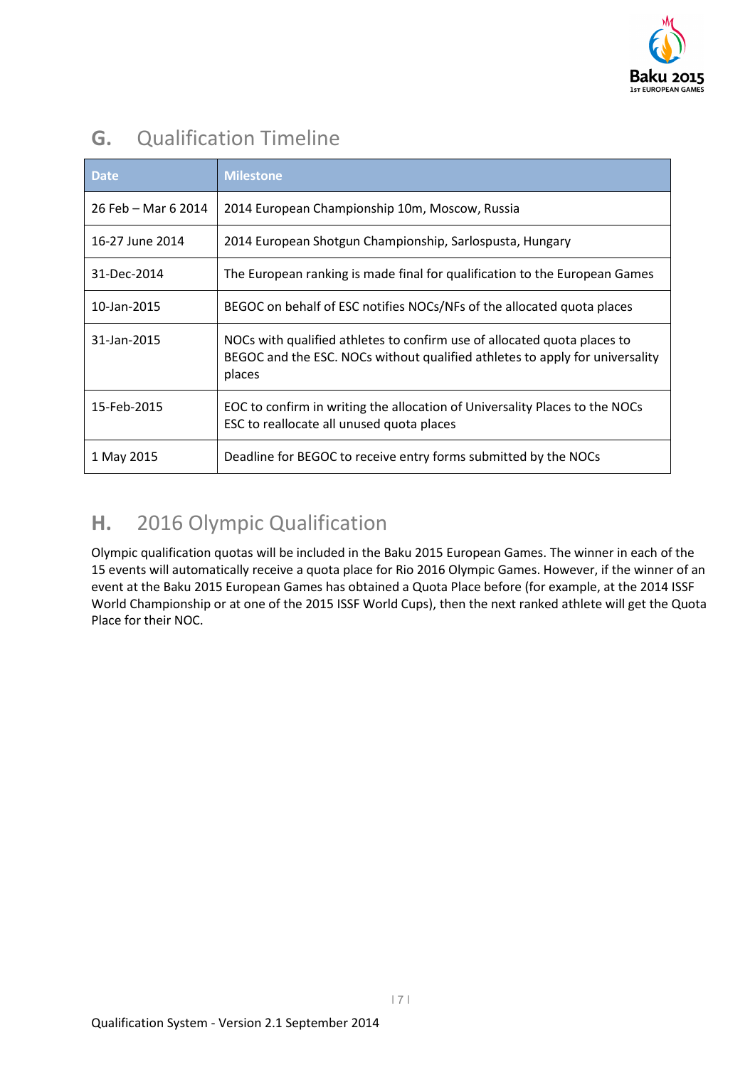## G. Qualification Timeline

| Date | Milestone |
|---|---|
| 26 Feb – Mar 6 2014 | 2014 European Championship 10m, Moscow, Russia |
| 16-27 June 2014 | 2014 European Shotgun Championship, Sarlospusta, Hungary |
| 31-Dec-2014 | The European ranking is made final for qualification to the European Games |
| 10-Jan-2015 | BEGOC on behalf of ESC notifies NOCs/NFs of the allocated quota places |
| 31-Jan-2015 | NOCs with qualified athletes to confirm use of allocated quota places to BEGOC and the ESC. NOCs without qualified athletes to apply for universality places |
| 15-Feb-2015 | EOC to confirm in writing the allocation of Universality Places to the NOCs ESC to reallocate all unused quota places |
| 1 May 2015 | Deadline for BEGOC to receive entry forms submitted by the NOCs |

## H. 2016 Olympic Qualification

Olympic qualification quotas will be included in the Baku 2015 European Games. The winner in each of the 15 events will automatically receive a quota place for Rio 2016 Olympic Games. However, if the winner of an event at the Baku 2015 European Games has obtained a Quota Place before (for example, at the 2014 ISSF World Championship or at one of the 2015 ISSF World Cups), then the next ranked athlete will get the Quota Place for their NOC.